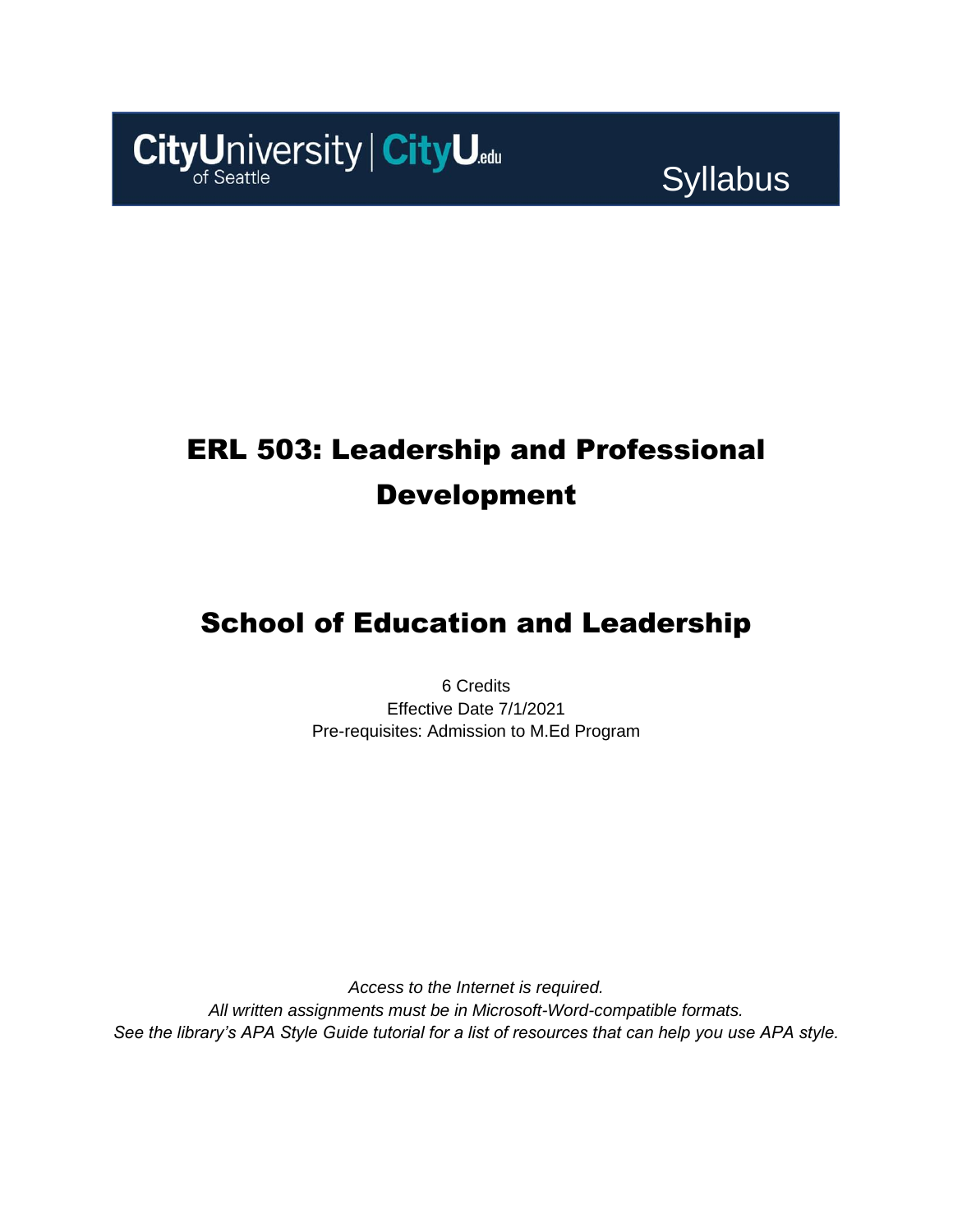CityUniversity of Seattle | CityU.edu

Syllabus

# ERL 503: Leadership and Professional Development

## School of Education and Leadership

6 Credits
Effective Date 7/1/2021
Pre-requisites: Admission to M.Ed Program

*Access to the Internet is required.*
*All written assignments must be in Microsoft-Word-compatible formats.*
*See the library's APA Style Guide tutorial for a list of resources that can help you use APA style.*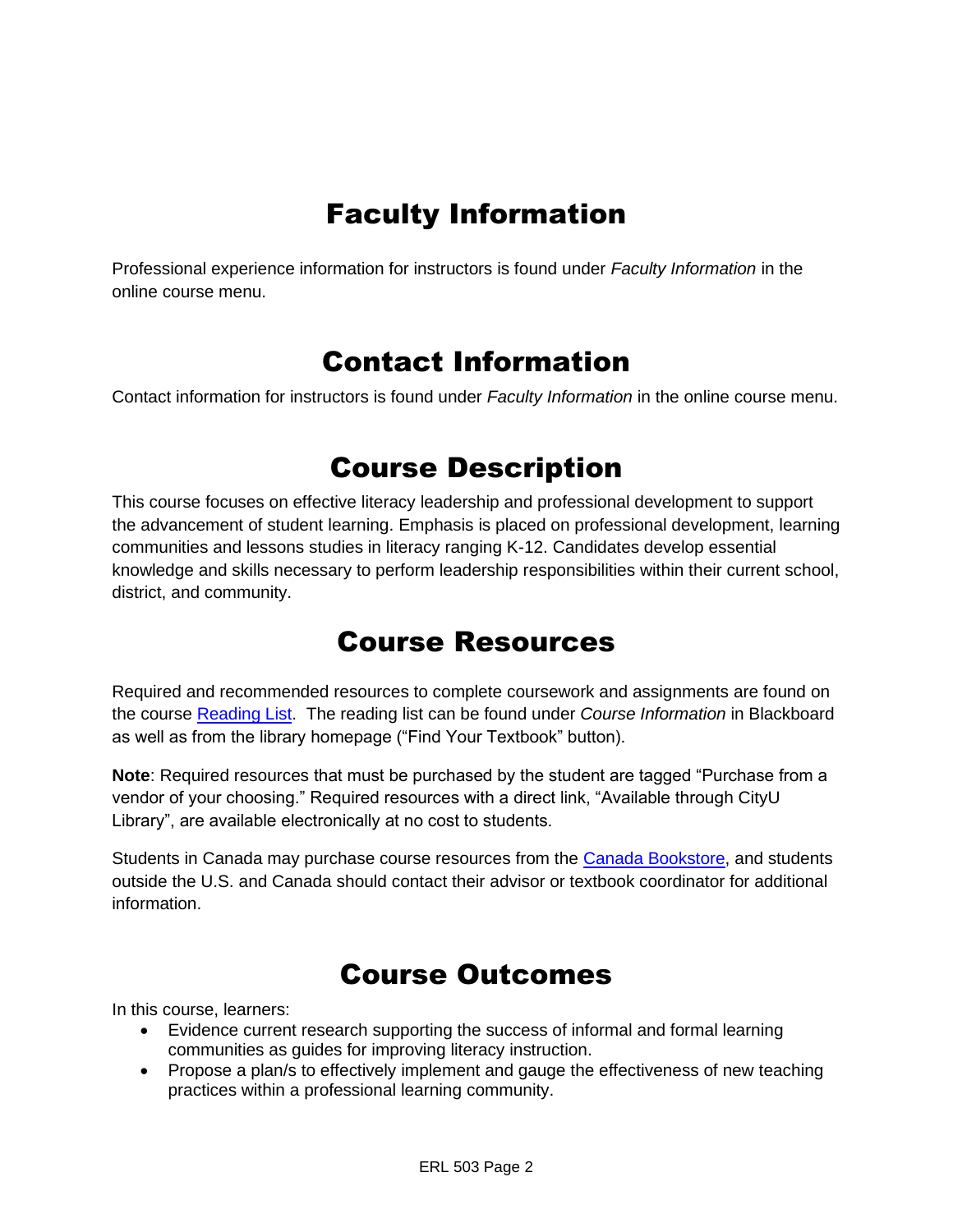# Faculty Information

Professional experience information for instructors is found under *Faculty Information* in the online course menu.

# Contact Information

Contact information for instructors is found under *Faculty Information* in the online course menu.

# Course Description

This course focuses on effective literacy leadership and professional development to support the advancement of student learning. Emphasis is placed on professional development, learning communities and lessons studies in literacy ranging K-12. Candidates develop essential knowledge and skills necessary to perform leadership responsibilities within their current school, district, and community.

# Course Resources

Required and recommended resources to complete coursework and assignments are found on the course [Reading List](). The reading list can be found under *Course Information* in Blackboard as well as from the library homepage ("Find Your Textbook" button).

**Note**: Required resources that must be purchased by the student are tagged "Purchase from a vendor of your choosing." Required resources with a direct link, "Available through CityU Library", are available electronically at no cost to students.

Students in Canada may purchase course resources from the [Canada Bookstore](), and students outside the U.S. and Canada should contact their advisor or textbook coordinator for additional information.

# Course Outcomes

In this course, learners:

- Evidence current research supporting the success of informal and formal learning communities as guides for improving literacy instruction.
- Propose a plan/s to effectively implement and gauge the effectiveness of new teaching practices within a professional learning community.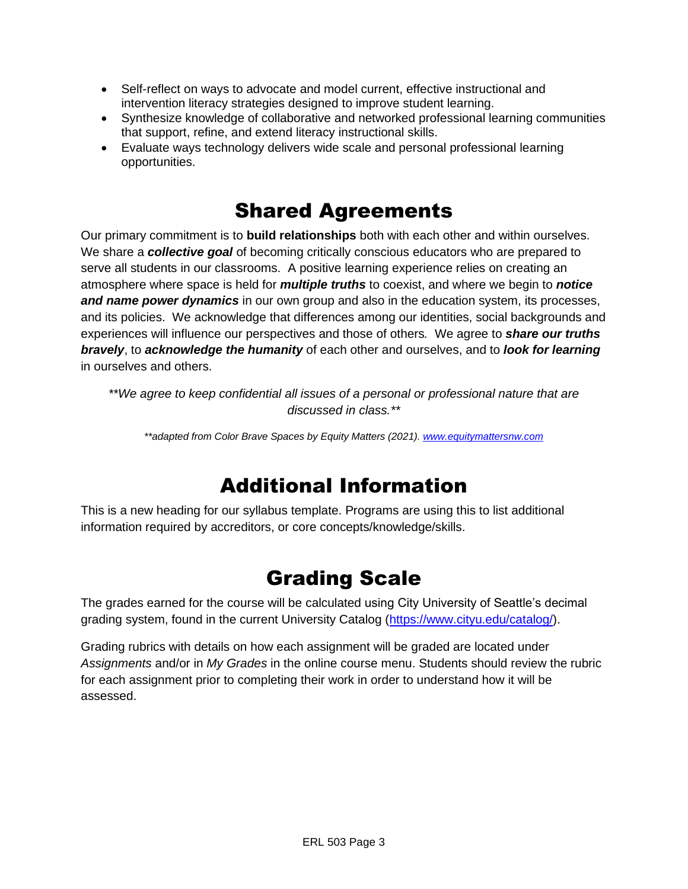- Self-reflect on ways to advocate and model current, effective instructional and intervention literacy strategies designed to improve student learning.
- Synthesize knowledge of collaborative and networked professional learning communities that support, refine, and extend literacy instructional skills.
- Evaluate ways technology delivers wide scale and personal professional learning opportunities.

# Shared Agreements

Our primary commitment is to **build relationships** both with each other and within ourselves. We share a ***collective goal*** of becoming critically conscious educators who are prepared to serve all students in our classrooms. A positive learning experience relies on creating an atmosphere where space is held for ***multiple truths*** to coexist, and where we begin to ***notice and name power dynamics*** in our own group and also in the education system, its processes, and its policies. We acknowledge that differences among our identities, social backgrounds and experiences will influence our perspectives and those of others*.* We agree to ***share our truths bravely***, to ***acknowledge the humanity*** of each other and ourselves, and to ***look for learning*** in ourselves and others.

*\*\*We agree to keep confidential all issues of a personal or professional nature that are discussed in class.\*\**

*\*\*adapted from Color Brave Spaces by Equity Matters (2021). [www.equitymattersnw.com](www.equitymattersnw.com)*

# Additional Information

This is a new heading for our syllabus template. Programs are using this to list additional information required by accreditors, or core concepts/knowledge/skills.

# Grading Scale

The grades earned for the course will be calculated using City University of Seattle's decimal grading system, found in the current University Catalog ([https://www.cityu.edu/catalog/](https://www.cityu.edu/catalog/)).

Grading rubrics with details on how each assignment will be graded are located under *Assignments* and/or in *My Grades* in the online course menu. Students should review the rubric for each assignment prior to completing their work in order to understand how it will be assessed.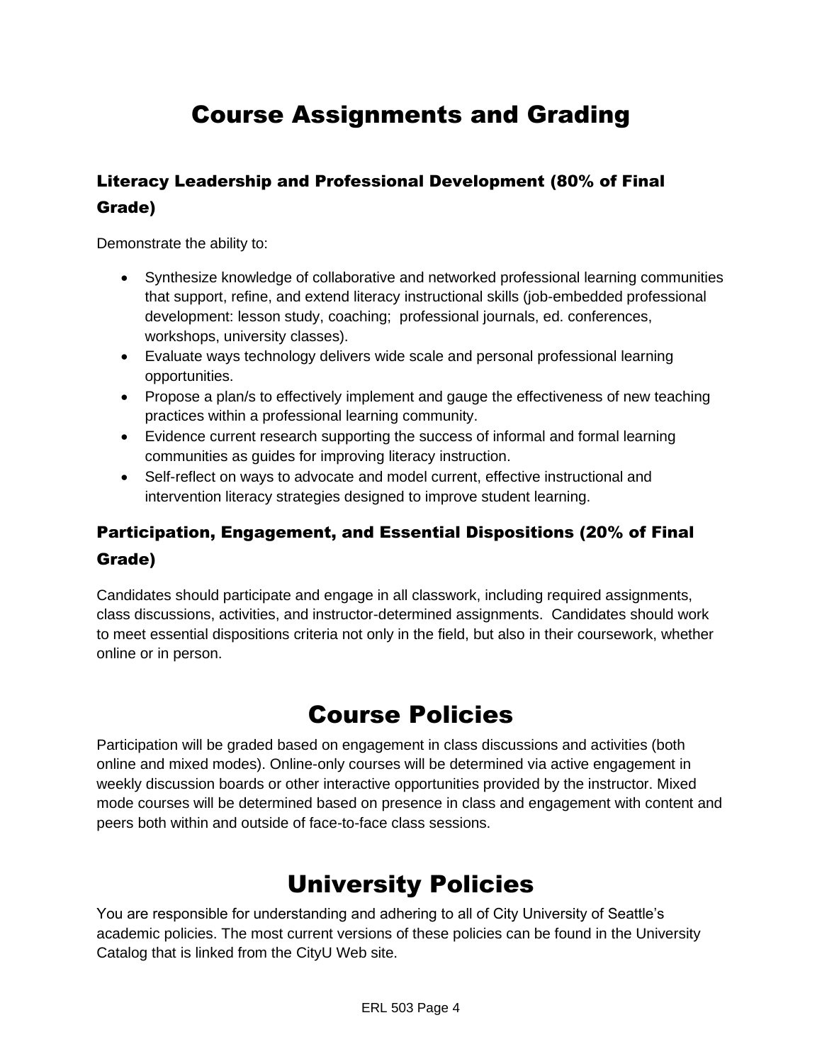# Course Assignments and Grading

### Literacy Leadership and Professional Development (80% of Final Grade)

Demonstrate the ability to:

- Synthesize knowledge of collaborative and networked professional learning communities that support, refine, and extend literacy instructional skills (job-embedded professional development: lesson study, coaching;  professional journals, ed. conferences, workshops, university classes).
- Evaluate ways technology delivers wide scale and personal professional learning opportunities.
- Propose a plan/s to effectively implement and gauge the effectiveness of new teaching practices within a professional learning community.
- Evidence current research supporting the success of informal and formal learning communities as guides for improving literacy instruction.
- Self-reflect on ways to advocate and model current, effective instructional and intervention literacy strategies designed to improve student learning.

### Participation, Engagement, and Essential Dispositions (20% of Final Grade)

Candidates should participate and engage in all classwork, including required assignments, class discussions, activities, and instructor-determined assignments.  Candidates should work to meet essential dispositions criteria not only in the field, but also in their coursework, whether online or in person.

# Course Policies

Participation will be graded based on engagement in class discussions and activities (both online and mixed modes). Online-only courses will be determined via active engagement in weekly discussion boards or other interactive opportunities provided by the instructor. Mixed mode courses will be determined based on presence in class and engagement with content and peers both within and outside of face-to-face class sessions.

# University Policies

You are responsible for understanding and adhering to all of City University of Seattle's academic policies. The most current versions of these policies can be found in the University Catalog that is linked from the CityU Web site.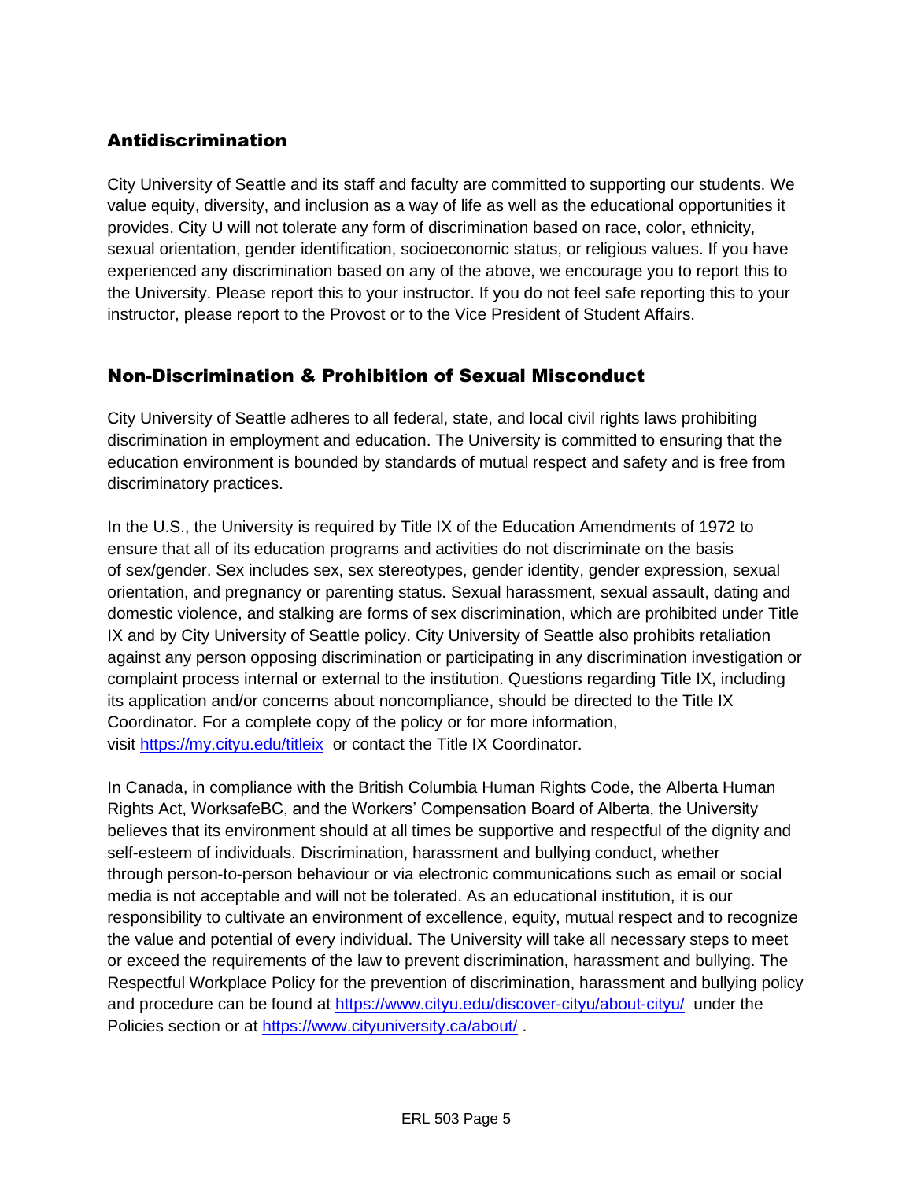## Antidiscrimination

City University of Seattle and its staff and faculty are committed to supporting our students. We value equity, diversity, and inclusion as a way of life as well as the educational opportunities it provides. City U will not tolerate any form of discrimination based on race, color, ethnicity, sexual orientation, gender identification, socioeconomic status, or religious values. If you have experienced any discrimination based on any of the above, we encourage you to report this to the University. Please report this to your instructor. If you do not feel safe reporting this to your instructor, please report to the Provost or to the Vice President of Student Affairs.

## Non-Discrimination & Prohibition of Sexual Misconduct

City University of Seattle adheres to all federal, state, and local civil rights laws prohibiting discrimination in employment and education. The University is committed to ensuring that the education environment is bounded by standards of mutual respect and safety and is free from discriminatory practices.

In the U.S., the University is required by Title IX of the Education Amendments of 1972 to ensure that all of its education programs and activities do not discriminate on the basis of sex/gender. Sex includes sex, sex stereotypes, gender identity, gender expression, sexual orientation, and pregnancy or parenting status. Sexual harassment, sexual assault, dating and domestic violence, and stalking are forms of sex discrimination, which are prohibited under Title IX and by City University of Seattle policy. City University of Seattle also prohibits retaliation against any person opposing discrimination or participating in any discrimination investigation or complaint process internal or external to the institution. Questions regarding Title IX, including its application and/or concerns about noncompliance, should be directed to the Title IX Coordinator. For a complete copy of the policy or for more information, visit https://my.cityu.edu/titleix or contact the Title IX Coordinator.

In Canada, in compliance with the British Columbia Human Rights Code, the Alberta Human Rights Act, WorksafeBC, and the Workers' Compensation Board of Alberta, the University believes that its environment should at all times be supportive and respectful of the dignity and self-esteem of individuals. Discrimination, harassment and bullying conduct, whether through person-to-person behaviour or via electronic communications such as email or social media is not acceptable and will not be tolerated. As an educational institution, it is our responsibility to cultivate an environment of excellence, equity, mutual respect and to recognize the value and potential of every individual. The University will take all necessary steps to meet or exceed the requirements of the law to prevent discrimination, harassment and bullying. The Respectful Workplace Policy for the prevention of discrimination, harassment and bullying policy and procedure can be found at https://www.cityu.edu/discover-cityu/about-cityu/ under the Policies section or at https://www.cityuniversity.ca/about/ .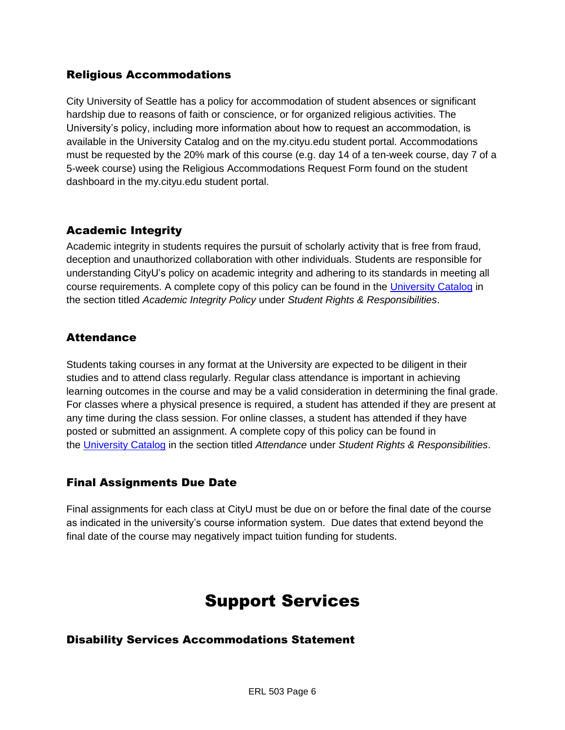### Religious Accommodations

City University of Seattle has a policy for accommodation of student absences or significant hardship due to reasons of faith or conscience, or for organized religious activities. The University's policy, including more information about how to request an accommodation, is available in the University Catalog and on the my.cityu.edu student portal. Accommodations must be requested by the 20% mark of this course (e.g. day 14 of a ten-week course, day 7 of a 5-week course) using the Religious Accommodations Request Form found on the student dashboard in the my.cityu.edu student portal.

### Academic Integrity

Academic integrity in students requires the pursuit of scholarly activity that is free from fraud, deception and unauthorized collaboration with other individuals. Students are responsible for understanding CityU's policy on academic integrity and adhering to its standards in meeting all course requirements. A complete copy of this policy can be found in the University Catalog in the section titled *Academic Integrity Policy* under *Student Rights & Responsibilities*.

### Attendance

Students taking courses in any format at the University are expected to be diligent in their studies and to attend class regularly. Regular class attendance is important in achieving learning outcomes in the course and may be a valid consideration in determining the final grade. For classes where a physical presence is required, a student has attended if they are present at any time during the class session. For online classes, a student has attended if they have posted or submitted an assignment. A complete copy of this policy can be found in the University Catalog in the section titled *Attendance* under *Student Rights & Responsibilities*.

### Final Assignments Due Date

Final assignments for each class at CityU must be due on or before the final date of the course as indicated in the university's course information system. Due dates that extend beyond the final date of the course may negatively impact tuition funding for students.

# Support Services

### Disability Services Accommodations Statement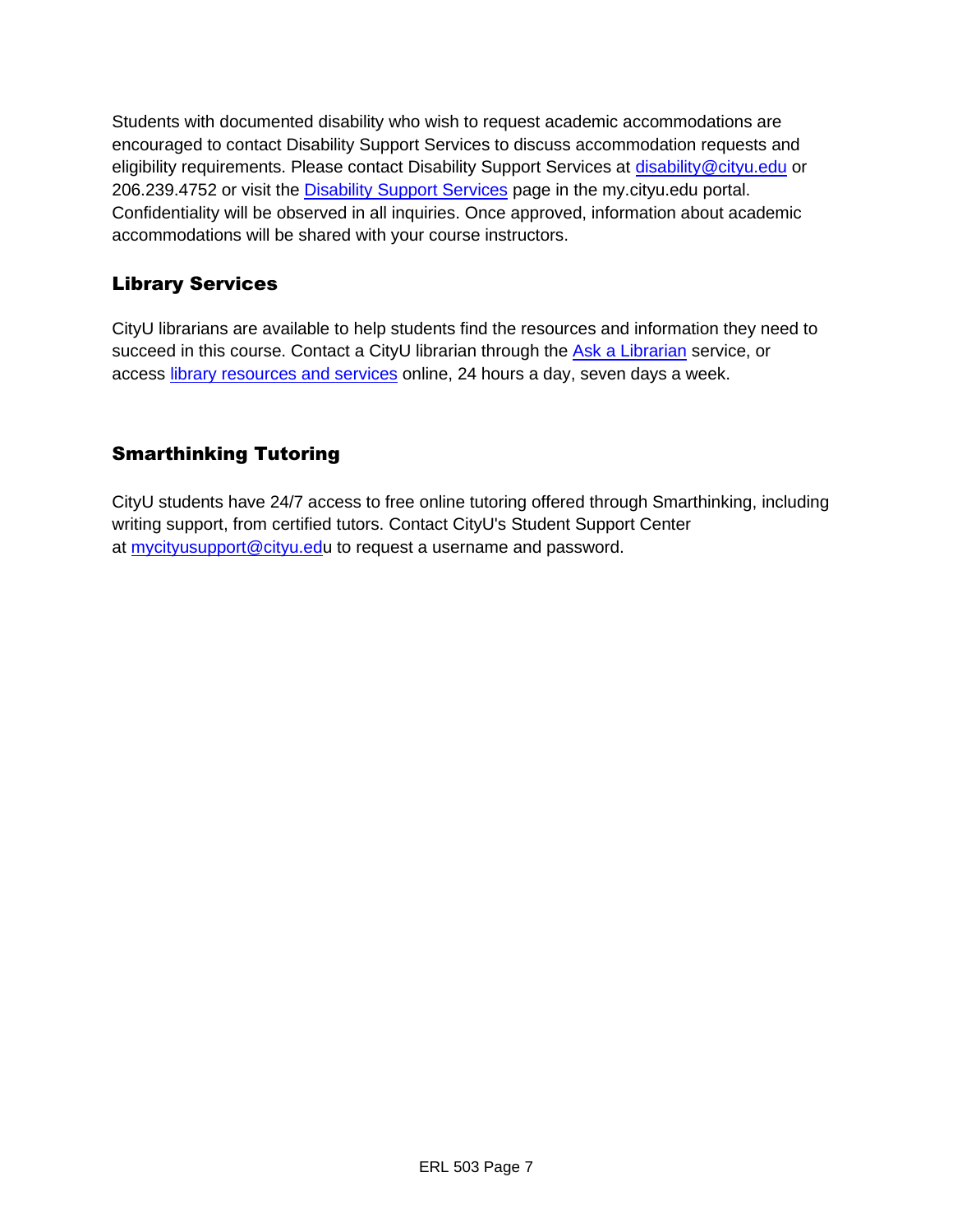Students with documented disability who wish to request academic accommodations are encouraged to contact Disability Support Services to discuss accommodation requests and eligibility requirements. Please contact Disability Support Services at disability@cityu.edu or 206.239.4752 or visit the Disability Support Services page in the my.cityu.edu portal. Confidentiality will be observed in all inquiries. Once approved, information about academic accommodations will be shared with your course instructors.

## Library Services

CityU librarians are available to help students find the resources and information they need to succeed in this course. Contact a CityU librarian through the Ask a Librarian service, or access library resources and services online, 24 hours a day, seven days a week.

## Smarthinking Tutoring

CityU students have 24/7 access to free online tutoring offered through Smarthinking, including writing support, from certified tutors. Contact CityU's Student Support Center at mycityusupport@cityu.edu to request a username and password.